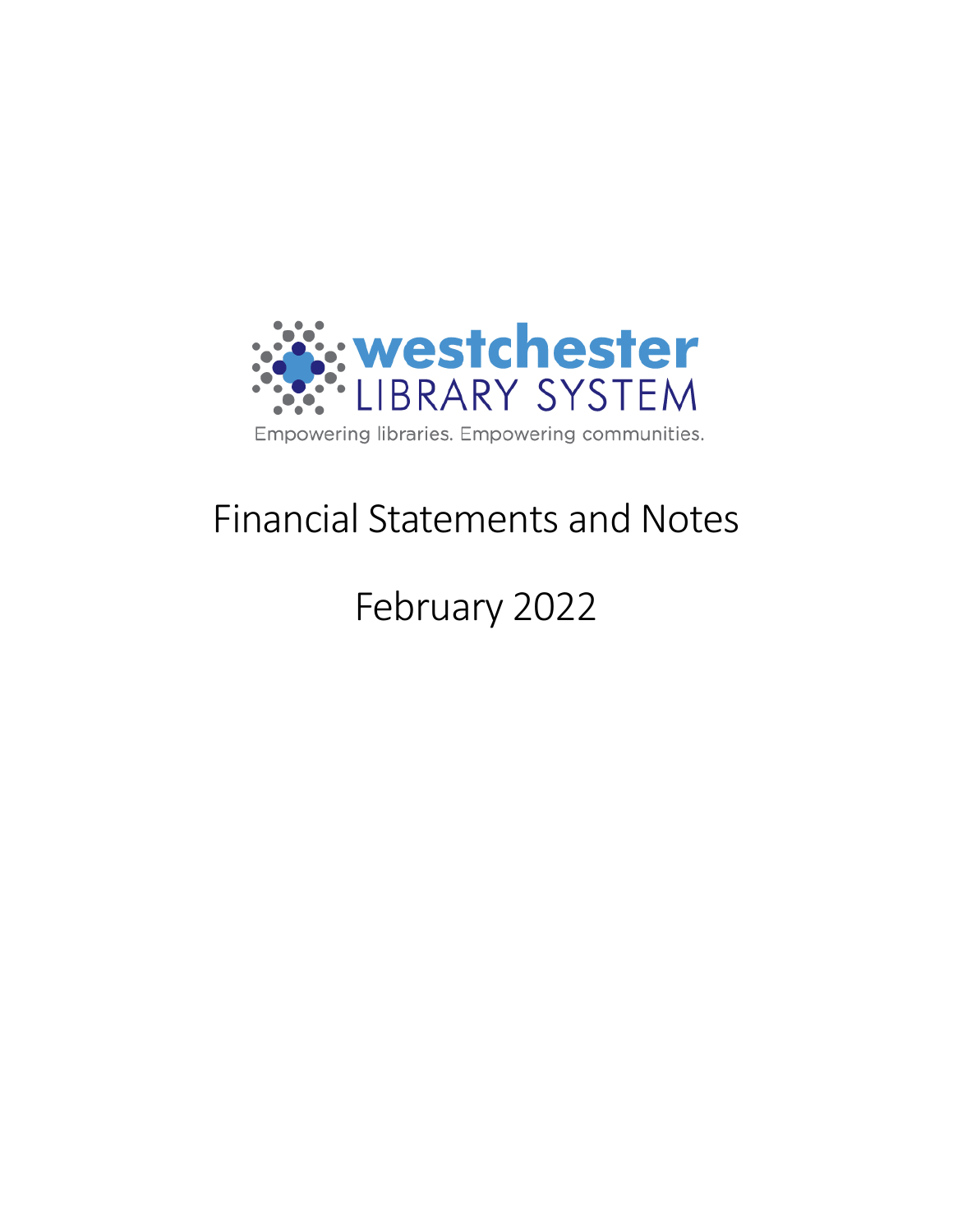westchester
LIBRARY SYSTEM

Empowering libraries. Empowering communities.

# Financial Statements and Notes

## February 2022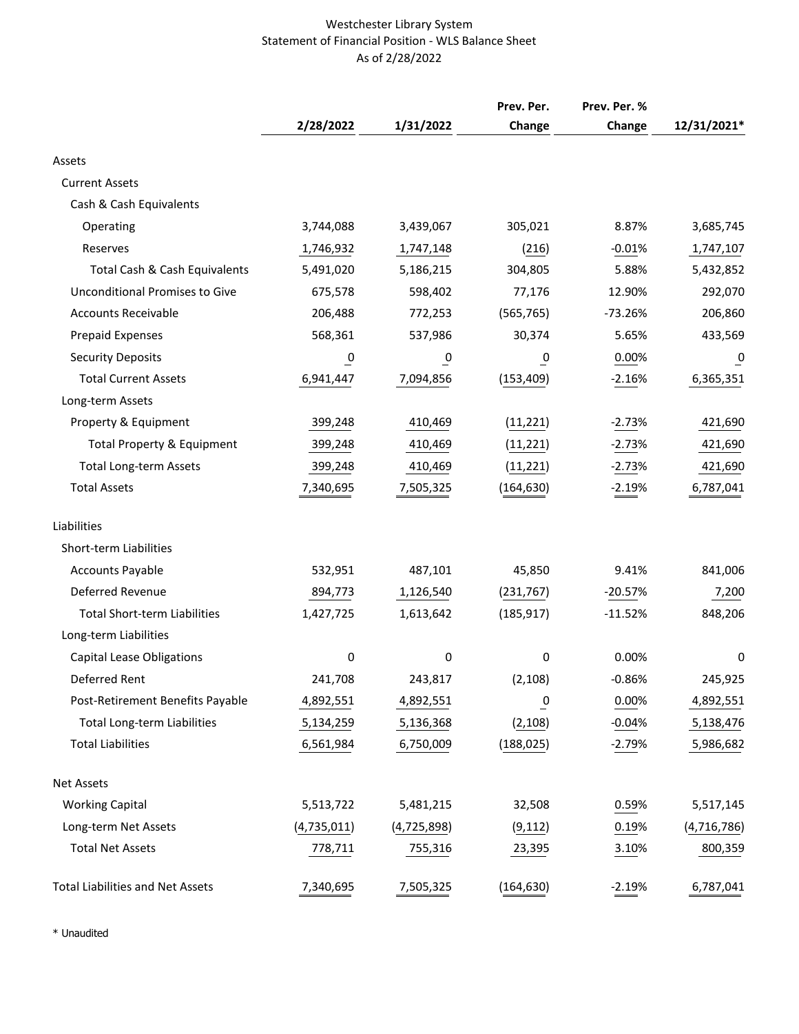# Westchester Library System

## Statement of Financial Position - WLS Balance Sheet

### As of 2/28/2022

| | 2/28/2022 | 1/31/2022 | Prev. Per. Change | Prev. Per. % Change | 12/31/2021* |
|---|---|---|---|---|---|
| Assets | | | | | |
| Current Assets | | | | | |
| Cash & Cash Equivalents | | | | | |
| Operating | 3,744,088 | 3,439,067 | 305,021 | 8.87% | 3,685,745 |
| Reserves | 1,746,932 | 1,747,148 | (216) | -0.01% | 1,747,107 |
| Total Cash & Cash Equivalents | 5,491,020 | 5,186,215 | 304,805 | 5.88% | 5,432,852 |
| Unconditional Promises to Give | 675,578 | 598,402 | 77,176 | 12.90% | 292,070 |
| Accounts Receivable | 206,488 | 772,253 | (565,765) | -73.26% | 206,860 |
| Prepaid Expenses | 568,361 | 537,986 | 30,374 | 5.65% | 433,569 |
| Security Deposits | 0 | 0 | 0 | 0.00% | 0 |
| Total Current Assets | 6,941,447 | 7,094,856 | (153,409) | -2.16% | 6,365,351 |
| Long-term Assets | | | | | |
| Property & Equipment | 399,248 | 410,469 | (11,221) | -2.73% | 421,690 |
| Total Property & Equipment | 399,248 | 410,469 | (11,221) | -2.73% | 421,690 |
| Total Long-term Assets | 399,248 | 410,469 | (11,221) | -2.73% | 421,690 |
| Total Assets | 7,340,695 | 7,505,325 | (164,630) | -2.19% | 6,787,041 |
| Liabilities | | | | | |
| Short-term Liabilities | | | | | |
| Accounts Payable | 532,951 | 487,101 | 45,850 | 9.41% | 841,006 |
| Deferred Revenue | 894,773 | 1,126,540 | (231,767) | -20.57% | 7,200 |
| Total Short-term Liabilities | 1,427,725 | 1,613,642 | (185,917) | -11.52% | 848,206 |
| Long-term Liabilities | | | | | |
| Capital Lease Obligations | 0 | 0 | 0 | 0.00% | 0 |
| Deferred Rent | 241,708 | 243,817 | (2,108) | -0.86% | 245,925 |
| Post-Retirement Benefits Payable | 4,892,551 | 4,892,551 | 0 | 0.00% | 4,892,551 |
| Total Long-term Liabilities | 5,134,259 | 5,136,368 | (2,108) | -0.04% | 5,138,476 |
| Total Liabilities | 6,561,984 | 6,750,009 | (188,025) | -2.79% | 5,986,682 |
| Net Assets | | | | | |
| Working Capital | 5,513,722 | 5,481,215 | 32,508 | 0.59% | 5,517,145 |
| Long-term Net Assets | (4,735,011) | (4,725,898) | (9,112) | 0.19% | (4,716,786) |
| Total Net Assets | 778,711 | 755,316 | 23,395 | 3.10% | 800,359 |
| Total Liabilities and Net Assets | 7,340,695 | 7,505,325 | (164,630) | -2.19% | 6,787,041 |

* Unaudited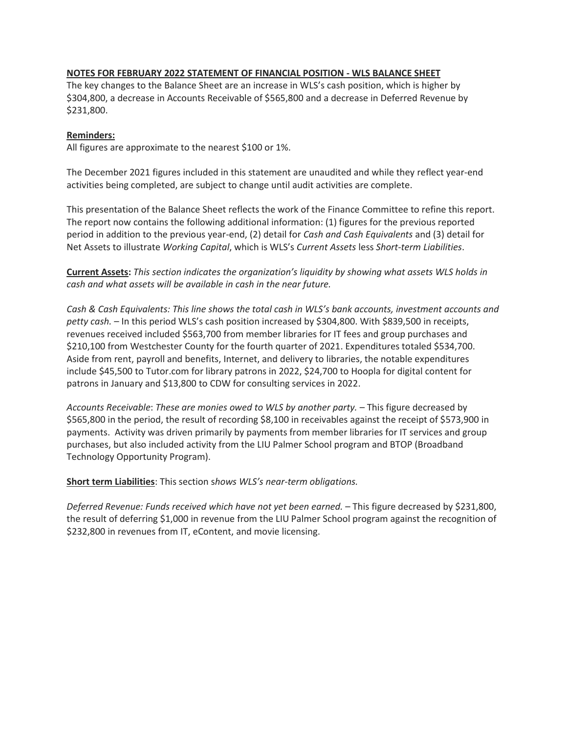**NOTES FOR FEBRUARY 2022 STATEMENT OF FINANCIAL POSITION - WLS BALANCE SHEET**

The key changes to the Balance Sheet are an increase in WLS's cash position, which is higher by $304,800, a decrease in Accounts Receivable of $565,800 and a decrease in Deferred Revenue by $231,800.

**Reminders:**

All figures are approximate to the nearest $100 or 1%.

The December 2021 figures included in this statement are unaudited and while they reflect year-end activities being completed, are subject to change until audit activities are complete.

This presentation of the Balance Sheet reflects the work of the Finance Committee to refine this report. The report now contains the following additional information: (1) figures for the previous reported period in addition to the previous year-end, (2) detail for *Cash and Cash Equivalents* and (3) detail for Net Assets to illustrate *Working Capital*, which is WLS's *Current Assets* less *Short-term Liabilities*.

**Current Assets:** *This section indicates the organization's liquidity by showing what assets WLS holds in cash and what assets will be available in cash in the near future.*

*Cash & Cash Equivalents: This line shows the total cash in WLS's bank accounts, investment accounts and petty cash.* – In this period WLS's cash position increased by $304,800. With $839,500 in receipts, revenues received included $563,700 from member libraries for IT fees and group purchases and $210,100 from Westchester County for the fourth quarter of 2021. Expenditures totaled $534,700. Aside from rent, payroll and benefits, Internet, and delivery to libraries, the notable expenditures include $45,500 to Tutor.com for library patrons in 2022, $24,700 to Hoopla for digital content for patrons in January and $13,800 to CDW for consulting services in 2022.

*Accounts Receivable*: *These are monies owed to WLS by another party.* – This figure decreased by $565,800 in the period, the result of recording $8,100 in receivables against the receipt of $573,900 in payments. Activity was driven primarily by payments from member libraries for IT services and group purchases, but also included activity from the LIU Palmer School program and BTOP (Broadband Technology Opportunity Program).

**Short term Liabilities**: This section s*hows WLS's near-term obligations.*

*Deferred Revenue: Funds received which have not yet been earned.* – This figure decreased by $231,800, the result of deferring $1,000 in revenue from the LIU Palmer School program against the recognition of $232,800 in revenues from IT, eContent, and movie licensing.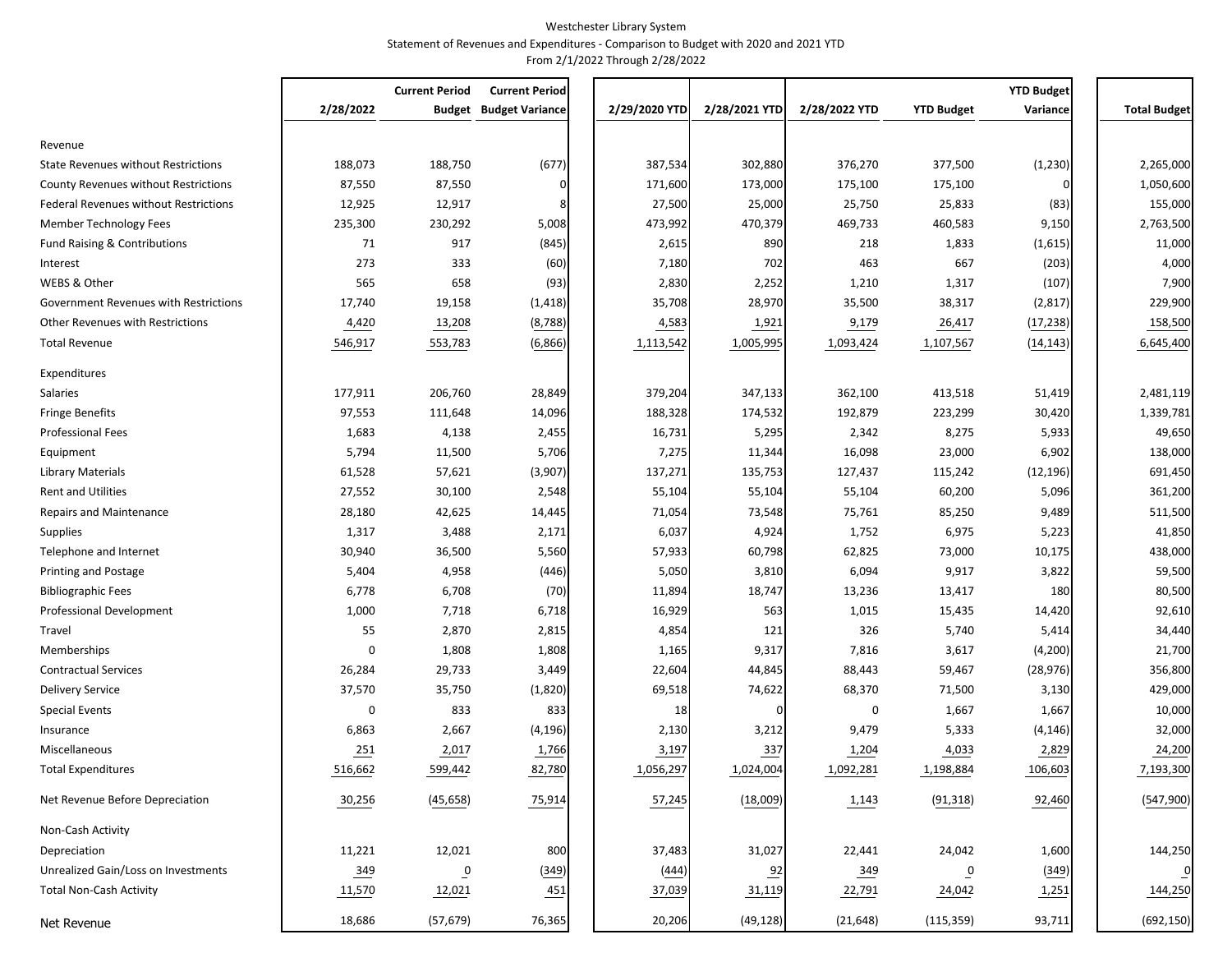Westchester Library System
Statement of Revenues and Expenditures - Comparison to Budget with 2020 and 2021 YTD
From 2/1/2022 Through 2/28/2022

| | 2/28/2022 | Current Period Budget | Current Period Budget Variance | 2/29/2020 YTD | 2/28/2021 YTD | 2/28/2022 YTD | YTD Budget | YTD Budget Variance | Total Budget |
|---|---|---|---|---|---|---|---|---|---|
| **Revenue** | | | | | | | | | |
| State Revenues without Restrictions | 188,073 | 188,750 | (677) | 387,534 | 302,880 | 376,270 | 377,500 | (1,230) | 2,265,000 |
| County Revenues without Restrictions | 87,550 | 87,550 | 0 | 171,600 | 173,000 | 175,100 | 175,100 | 0 | 1,050,600 |
| Federal Revenues without Restrictions | 12,925 | 12,917 | 8 | 27,500 | 25,000 | 25,750 | 25,833 | (83) | 155,000 |
| Member Technology Fees | 235,300 | 230,292 | 5,008 | 473,992 | 470,379 | 469,733 | 460,583 | 9,150 | 2,763,500 |
| Fund Raising & Contributions | 71 | 917 | (845) | 2,615 | 890 | 218 | 1,833 | (1,615) | 11,000 |
| Interest | 273 | 333 | (60) | 7,180 | 702 | 463 | 667 | (203) | 4,000 |
| WEBS & Other | 565 | 658 | (93) | 2,830 | 2,252 | 1,210 | 1,317 | (107) | 7,900 |
| Government Revenues with Restrictions | 17,740 | 19,158 | (1,418) | 35,708 | 28,970 | 35,500 | 38,317 | (2,817) | 229,900 |
| Other Revenues with Restrictions | 4,420 | 13,208 | (8,788) | 4,583 | 1,921 | 9,179 | 26,417 | (17,238) | 158,500 |
| Total Revenue | 546,917 | 553,783 | (6,866) | 1,113,542 | 1,005,995 | 1,093,424 | 1,107,567 | (14,143) | 6,645,400 |
| **Expenditures** | | | | | | | | | |
| Salaries | 177,911 | 206,760 | 28,849 | 379,204 | 347,133 | 362,100 | 413,518 | 51,419 | 2,481,119 |
| Fringe Benefits | 97,553 | 111,648 | 14,096 | 188,328 | 174,532 | 192,879 | 223,299 | 30,420 | 1,339,781 |
| Professional Fees | 1,683 | 4,138 | 2,455 | 16,731 | 5,295 | 2,342 | 8,275 | 5,933 | 49,650 |
| Equipment | 5,794 | 11,500 | 5,706 | 7,275 | 11,344 | 16,098 | 23,000 | 6,902 | 138,000 |
| Library Materials | 61,528 | 57,621 | (3,907) | 137,271 | 135,753 | 127,437 | 115,242 | (12,196) | 691,450 |
| Rent and Utilities | 27,552 | 30,100 | 2,548 | 55,104 | 55,104 | 55,104 | 60,200 | 5,096 | 361,200 |
| Repairs and Maintenance | 28,180 | 42,625 | 14,445 | 71,054 | 73,548 | 75,761 | 85,250 | 9,489 | 511,500 |
| Supplies | 1,317 | 3,488 | 2,171 | 6,037 | 4,924 | 1,752 | 6,975 | 5,223 | 41,850 |
| Telephone and Internet | 30,940 | 36,500 | 5,560 | 57,933 | 60,798 | 62,825 | 73,000 | 10,175 | 438,000 |
| Printing and Postage | 5,404 | 4,958 | (446) | 5,050 | 3,810 | 6,094 | 9,917 | 3,822 | 59,500 |
| Bibliographic Fees | 6,778 | 6,708 | (70) | 11,894 | 18,747 | 13,236 | 13,417 | 180 | 80,500 |
| Professional Development | 1,000 | 7,718 | 6,718 | 16,929 | 563 | 1,015 | 15,435 | 14,420 | 92,610 |
| Travel | 55 | 2,870 | 2,815 | 4,854 | 121 | 326 | 5,740 | 5,414 | 34,440 |
| Memberships | 0 | 1,808 | 1,808 | 1,165 | 9,317 | 7,816 | 3,617 | (4,200) | 21,700 |
| Contractual Services | 26,284 | 29,733 | 3,449 | 22,604 | 44,845 | 88,443 | 59,467 | (28,976) | 356,800 |
| Delivery Service | 37,570 | 35,750 | (1,820) | 69,518 | 74,622 | 68,370 | 71,500 | 3,130 | 429,000 |
| Special Events | 0 | 833 | 833 | 18 | 0 | 0 | 1,667 | 1,667 | 10,000 |
| Insurance | 6,863 | 2,667 | (4,196) | 2,130 | 3,212 | 9,479 | 5,333 | (4,146) | 32,000 |
| Miscellaneous | 251 | 2,017 | 1,766 | 3,197 | 337 | 1,204 | 4,033 | 2,829 | 24,200 |
| Total Expenditures | 516,662 | 599,442 | 82,780 | 1,056,297 | 1,024,004 | 1,092,281 | 1,198,884 | 106,603 | 7,193,300 |
| Net Revenue Before Depreciation | 30,256 | (45,658) | 75,914 | 57,245 | (18,009) | 1,143 | (91,318) | 92,460 | (547,900) |
| **Non-Cash Activity** | | | | | | | | | |
| Depreciation | 11,221 | 12,021 | 800 | 37,483 | 31,027 | 22,441 | 24,042 | 1,600 | 144,250 |
| Unrealized Gain/Loss on Investments | 349 | 0 | (349) | (444) | 92 | 349 | 0 | (349) | 0 |
| Total Non-Cash Activity | 11,570 | 12,021 | 451 | 37,039 | 31,119 | 22,791 | 24,042 | 1,251 | 144,250 |
| Net Revenue | 18,686 | (57,679) | 76,365 | 20,206 | (49,128) | (21,648) | (115,359) | 93,711 | (692,150) |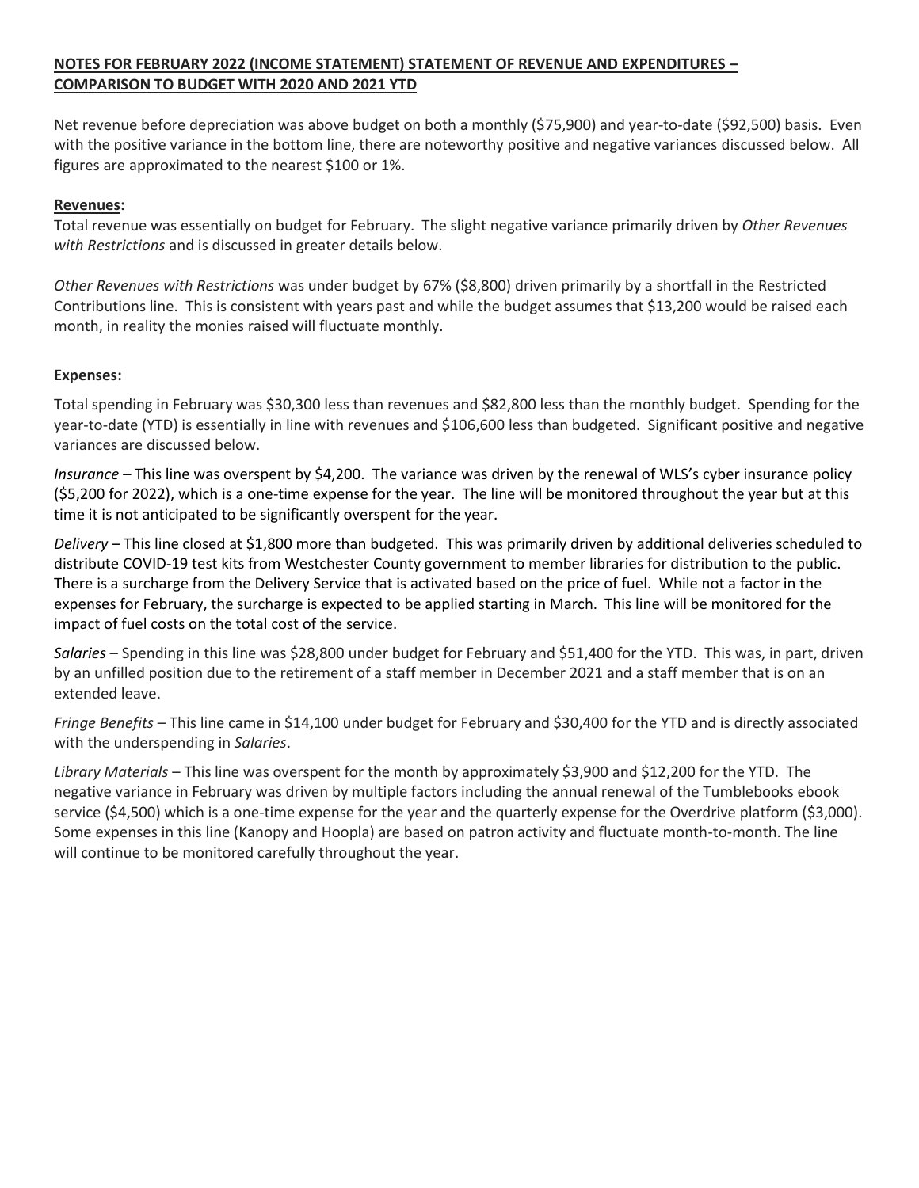**NOTES FOR FEBRUARY 2022 (INCOME STATEMENT) STATEMENT OF REVENUE AND EXPENDITURES – COMPARISON TO BUDGET WITH 2020 AND 2021 YTD**

Net revenue before depreciation was above budget on both a monthly ($75,900) and year-to-date ($92,500) basis. Even with the positive variance in the bottom line, there are noteworthy positive and negative variances discussed below. All figures are approximated to the nearest $100 or 1%.

**Revenues:**

Total revenue was essentially on budget for February. The slight negative variance primarily driven by *Other Revenues with Restrictions* and is discussed in greater details below.

*Other Revenues with Restrictions* was under budget by 67% ($8,800) driven primarily by a shortfall in the Restricted Contributions line. This is consistent with years past and while the budget assumes that $13,200 would be raised each month, in reality the monies raised will fluctuate monthly.

**Expenses:**

Total spending in February was $30,300 less than revenues and $82,800 less than the monthly budget. Spending for the year-to-date (YTD) is essentially in line with revenues and $106,600 less than budgeted. Significant positive and negative variances are discussed below.

*Insurance* – This line was overspent by $4,200. The variance was driven by the renewal of WLS's cyber insurance policy ($5,200 for 2022), which is a one-time expense for the year. The line will be monitored throughout the year but at this time it is not anticipated to be significantly overspent for the year.

*Delivery* – This line closed at $1,800 more than budgeted. This was primarily driven by additional deliveries scheduled to distribute COVID-19 test kits from Westchester County government to member libraries for distribution to the public. There is a surcharge from the Delivery Service that is activated based on the price of fuel. While not a factor in the expenses for February, the surcharge is expected to be applied starting in March. This line will be monitored for the impact of fuel costs on the total cost of the service.

*Salaries* – Spending in this line was $28,800 under budget for February and $51,400 for the YTD. This was, in part, driven by an unfilled position due to the retirement of a staff member in December 2021 and a staff member that is on an extended leave.

*Fringe Benefits* – This line came in $14,100 under budget for February and $30,400 for the YTD and is directly associated with the underspending in *Salaries*.

*Library Materials* – This line was overspent for the month by approximately $3,900 and $12,200 for the YTD. The negative variance in February was driven by multiple factors including the annual renewal of the Tumblebooks ebook service ($4,500) which is a one-time expense for the year and the quarterly expense for the Overdrive platform ($3,000). Some expenses in this line (Kanopy and Hoopla) are based on patron activity and fluctuate month-to-month. The line will continue to be monitored carefully throughout the year.